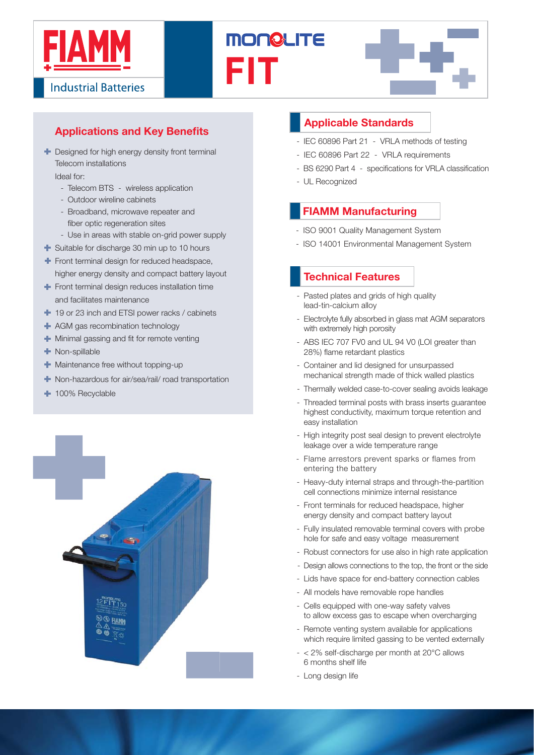# FIAMM Industrial Batteries

# MONOLITE FIT

## Applications and Key Benefits

- Designed for high energy density front terminal Telecom installations

  Ideal for:
  - Telecom BTS - wireless application
  - Outdoor wireline cabinets
  - Broadband, microwave repeater and fiber optic regeneration sites
  - Use in areas with stable on-grid power supply
- Suitable for discharge 30 min up to 10 hours
- Front terminal design for reduced headspace, higher energy density and compact battery layout
- Front terminal design reduces installation time and facilitates maintenance
- 19 or 23 inch and ETSI power racks / cabinets
- AGM gas recombination technology
- Minimal gassing and fit for remote venting
- Non-spillable
- Maintenance free without topping-up
- Non-hazardous for air/sea/rail/ road transportation
- 100% Recyclable

## Applicable Standards

- IEC 60896 Part 21 - VRLA methods of testing
- IEC 60896 Part 22 - VRLA requirements
- BS 6290 Part 4 - specifications for VRLA classification
- UL Recognized

## FIAMM Manufacturing

- ISO 9001 Quality Management System
- ISO 14001 Environmental Management System

## Technical Features

- Pasted plates and grids of high quality lead-tin-calcium alloy
- Electrolyte fully absorbed in glass mat AGM separators with extremely high porosity
- ABS IEC 707 FV0 and UL 94 V0 (LOI greater than 28%) flame retardant plastics
- Container and lid designed for unsurpassed mechanical strength made of thick walled plastics
- Thermally welded case-to-cover sealing avoids leakage
- Threaded terminal posts with brass inserts guarantee highest conductivity, maximum torque retention and easy installation
- High integrity post seal design to prevent electrolyte leakage over a wide temperature range
- Flame arrestors prevent sparks or flames from entering the battery
- Heavy-duty internal straps and through-the-partition cell connections minimize internal resistance
- Front terminals for reduced headspace, higher energy density and compact battery layout
- Fully insulated removable terminal covers with probe hole for safe and easy voltage measurement
- Robust connectors for use also in high rate application
- Design allows connections to the top, the front or the side
- Lids have space for end-battery connection cables
- All models have removable rope handles
- Cells equipped with one-way safety valves to allow excess gas to escape when overcharging
- Remote venting system available for applications which require limited gassing to be vented externally
- < 2% self-discharge per month at 20°C allows 6 months shelf life
- Long design life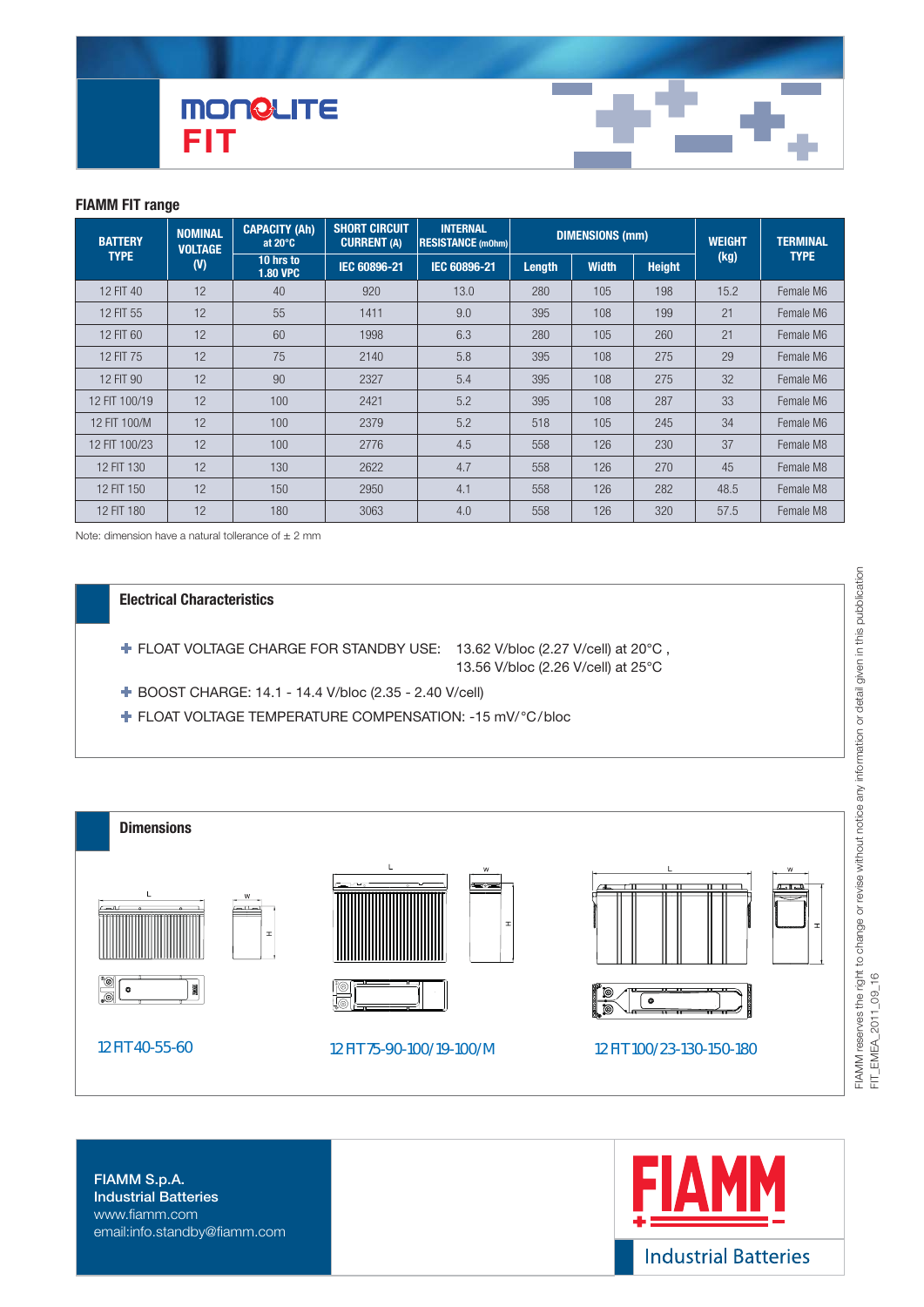# MONOLITE FIT

## FIAMM FIT range

| BATTERY TYPE | NOMINAL VOLTAGE (V) | CAPACITY (Ah) at 20°C | SHORT CIRCUIT CURRENT (A) | INTERNAL RESISTANCE (mOhm) | DIMENSIONS (mm) | | | WEIGHT (kg) | TERMINAL TYPE |
|---|---|---|---|---|---|---|---|---|---|
| | | 10 hrs to 1.80 VPC | IEC 60896-21 | IEC 60896-21 | Length | Width | Height | | |
| 12 FIT 40 | 12 | 40 | 920 | 13.0 | 280 | 105 | 198 | 15.2 | Female M6 |
| 12 FIT 55 | 12 | 55 | 1411 | 9.0 | 395 | 108 | 199 | 21 | Female M6 |
| 12 FIT 60 | 12 | 60 | 1998 | 6.3 | 280 | 105 | 260 | 21 | Female M6 |
| 12 FIT 75 | 12 | 75 | 2140 | 5.8 | 395 | 108 | 275 | 29 | Female M6 |
| 12 FIT 90 | 12 | 90 | 2327 | 5.4 | 395 | 108 | 275 | 32 | Female M6 |
| 12 FIT 100/19 | 12 | 100 | 2421 | 5.2 | 395 | 108 | 287 | 33 | Female M6 |
| 12 FIT 100/M | 12 | 100 | 2379 | 5.2 | 518 | 105 | 245 | 34 | Female M6 |
| 12 FIT 100/23 | 12 | 100 | 2776 | 4.5 | 558 | 126 | 230 | 37 | Female M8 |
| 12 FIT 130 | 12 | 130 | 2622 | 4.7 | 558 | 126 | 270 | 45 | Female M8 |
| 12 FIT 150 | 12 | 150 | 2950 | 4.1 | 558 | 126 | 282 | 48.5 | Female M8 |
| 12 FIT 180 | 12 | 180 | 3063 | 4.0 | 558 | 126 | 320 | 57.5 | Female M8 |

Note: dimension have a natural tollerance of ± 2 mm

## Electrical Characteristics

- FLOAT VOLTAGE CHARGE FOR STANDBY USE: 13.62 V/bloc (2.27 V/cell) at 20°C , 13.56 V/bloc (2.26 V/cell) at 25°C
- BOOST CHARGE: 14.1 - 14.4 V/bloc (2.35 - 2.40 V/cell)
- FLOAT VOLTAGE TEMPERATURE COMPENSATION: -15 mV/°C/bloc

## Dimensions

12 FIT 40-55-60

12 FIT 75-90-100/19-100/M

12 FIT 100/23-130-150-180

FIAMM reserves the right to change or revise without notice any information or detail given in this publication
FIT_EMEA_2011_09_16

**FIAMM S.p.A.**
**Industrial Batteries**
www.fiamm.com
email:info.standby@fiamm.com

FIAMM
Industrial Batteries